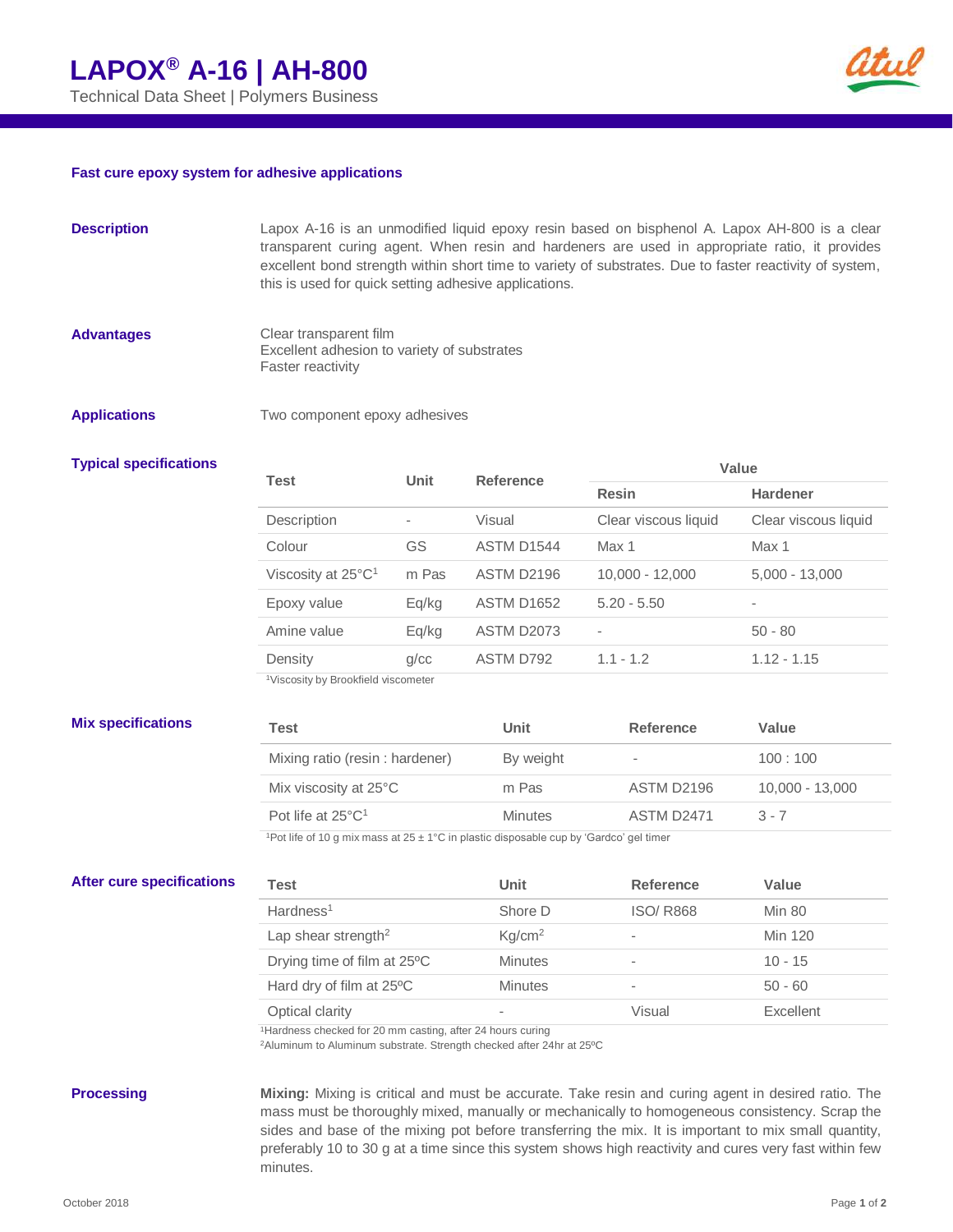# LAPOX® A-16 | AH-800

Technical Data Sheet | Polymers Business

**Fast cure epoxy system for adhesive applications**

## Description

Lapox A-16 is an unmodified liquid epoxy resin based on bisphenol A. Lapox AH-800 is a clear transparent curing agent. When resin and hardeners are used in appropriate ratio, it provides excellent bond strength within short time to variety of substrates. Due to faster reactivity of system, this is used for quick setting adhesive applications.

## Advantages

Clear transparent film
Excellent adhesion to variety of substrates
Faster reactivity

## Applications

Two component epoxy adhesives

## Typical specifications

| Test | Unit | Reference | Value | |
|---|---|---|---|---|
| | | | Resin | Hardener |
| Description | - | Visual | Clear viscous liquid | Clear viscous liquid |
| Colour | GS | ASTM D1544 | Max 1 | Max 1 |
| Viscosity at 25°C[1] | m Pas | ASTM D2196 | 10,000 - 12,000 | 5,000 - 13,000 |
| Epoxy value | Eq/kg | ASTM D1652 | 5.20 - 5.50 | - |
| Amine value | Eq/kg | ASTM D2073 | - | 50 - 80 |
| Density | g/cc | ASTM D792 | 1.1 - 1.2 | 1.12 - 1.15 |

[1]Viscosity by Brookfield viscometer

## Mix specifications

| Test | Unit | Reference | Value |
|---|---|---|---|
| Mixing ratio (resin : hardener) | By weight | - | 100 : 100 |
| Mix viscosity at 25°C | m Pas | ASTM D2196 | 10,000 - 13,000 |
| Pot life at 25°C[1] | Minutes | ASTM D2471 | 3 - 7 |

[1]Pot life of 10 g mix mass at 25 ± 1°C in plastic disposable cup by 'Gardco' gel timer

## After cure specifications

| Test | Unit | Reference | Value |
|---|---|---|---|
| Hardness[1] | Shore D | ISO/ R868 | Min 80 |
| Lap shear strength[2] | Kg/cm$^2$ | - | Min 120 |
| Drying time of film at 25ºC | Minutes | - | 10 - 15 |
| Hard dry of film at 25ºC | Minutes | - | 50 - 60 |
| Optical clarity | - | Visual | Excellent |

[1]Hardness checked for 20 mm casting, after 24 hours curing
[2]Aluminum to Aluminum substrate. Strength checked after 24hr at 25ºC

## Processing

**Mixing:** Mixing is critical and must be accurate. Take resin and curing agent in desired ratio. The mass must be thoroughly mixed, manually or mechanically to homogeneous consistency. Scrap the sides and base of the mixing pot before transferring the mix. It is important to mix small quantity, preferably 10 to 30 g at a time since this system shows high reactivity and cures very fast within few minutes.

October 2018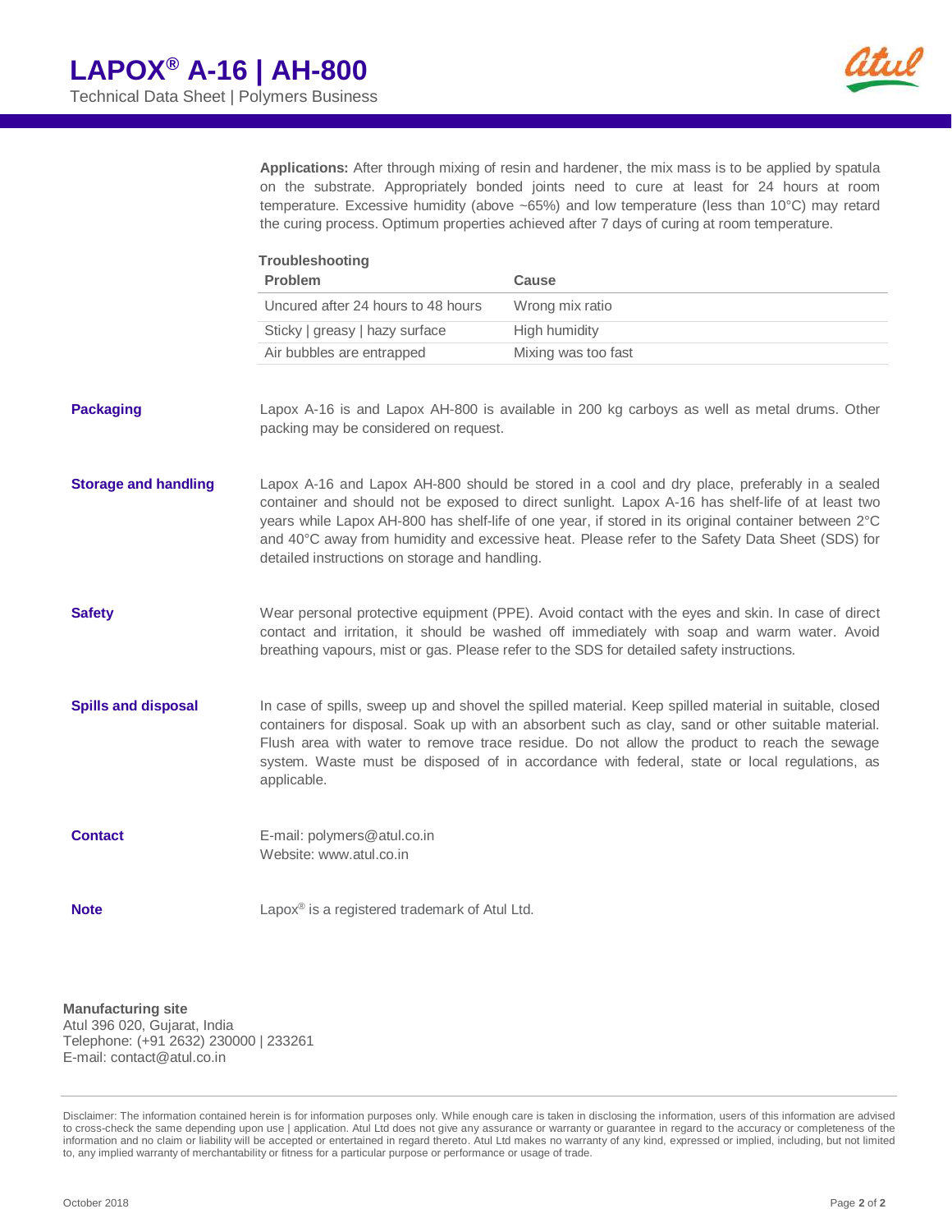**Applications:** After through mixing of resin and hardener, the mix mass is to be applied by spatula on the substrate. Appropriately bonded joints need to cure at least for 24 hours at room temperature. Excessive humidity (above ~65%) and low temperature (less than 10°C) may retard the curing process. Optimum properties achieved after 7 days of curing at room temperature.

**Troubleshooting**

| Problem | Cause |
|---|---|
| Uncured after 24 hours to 48 hours | Wrong mix ratio |
| Sticky \| greasy \| hazy surface | High humidity |
| Air bubbles are entrapped | Mixing was too fast |

## Packaging

Lapox A-16 is and Lapox AH-800 is available in 200 kg carboys as well as metal drums. Other packing may be considered on request.

## Storage and handling

Lapox A-16 and Lapox AH-800 should be stored in a cool and dry place, preferably in a sealed container and should not be exposed to direct sunlight. Lapox A-16 has shelf-life of at least two years while Lapox AH-800 has shelf-life of one year, if stored in its original container between 2°C and 40°C away from humidity and excessive heat. Please refer to the Safety Data Sheet (SDS) for detailed instructions on storage and handling.

## Safety

Wear personal protective equipment (PPE). Avoid contact with the eyes and skin. In case of direct contact and irritation, it should be washed off immediately with soap and warm water. Avoid breathing vapours, mist or gas. Please refer to the SDS for detailed safety instructions.

## Spills and disposal

In case of spills, sweep up and shovel the spilled material. Keep spilled material in suitable, closed containers for disposal. Soak up with an absorbent such as clay, sand or other suitable material. Flush area with water to remove trace residue. Do not allow the product to reach the sewage system. Waste must be disposed of in accordance with federal, state or local regulations, as applicable.

## Contact

E-mail: polymers@atul.co.in
Website: www.atul.co.in

## Note

Lapox® is a registered trademark of Atul Ltd.

**Manufacturing site**
Atul 396 020, Gujarat, India
Telephone: (+91 2632) 230000 | 233261
E-mail: contact@atul.co.in

Disclaimer: The information contained herein is for information purposes only. While enough care is taken in disclosing the information, users of this information are advised to cross-check the same depending upon use | application. Atul Ltd does not give any assurance or warranty or guarantee in regard to the accuracy or completeness of the information and no claim or liability will be accepted or entertained in regard thereto. Atul Ltd makes no warranty of any kind, expressed or implied, including, but not limited to, any implied warranty of merchantability or fitness for a particular purpose or performance or usage of trade.

October 2018